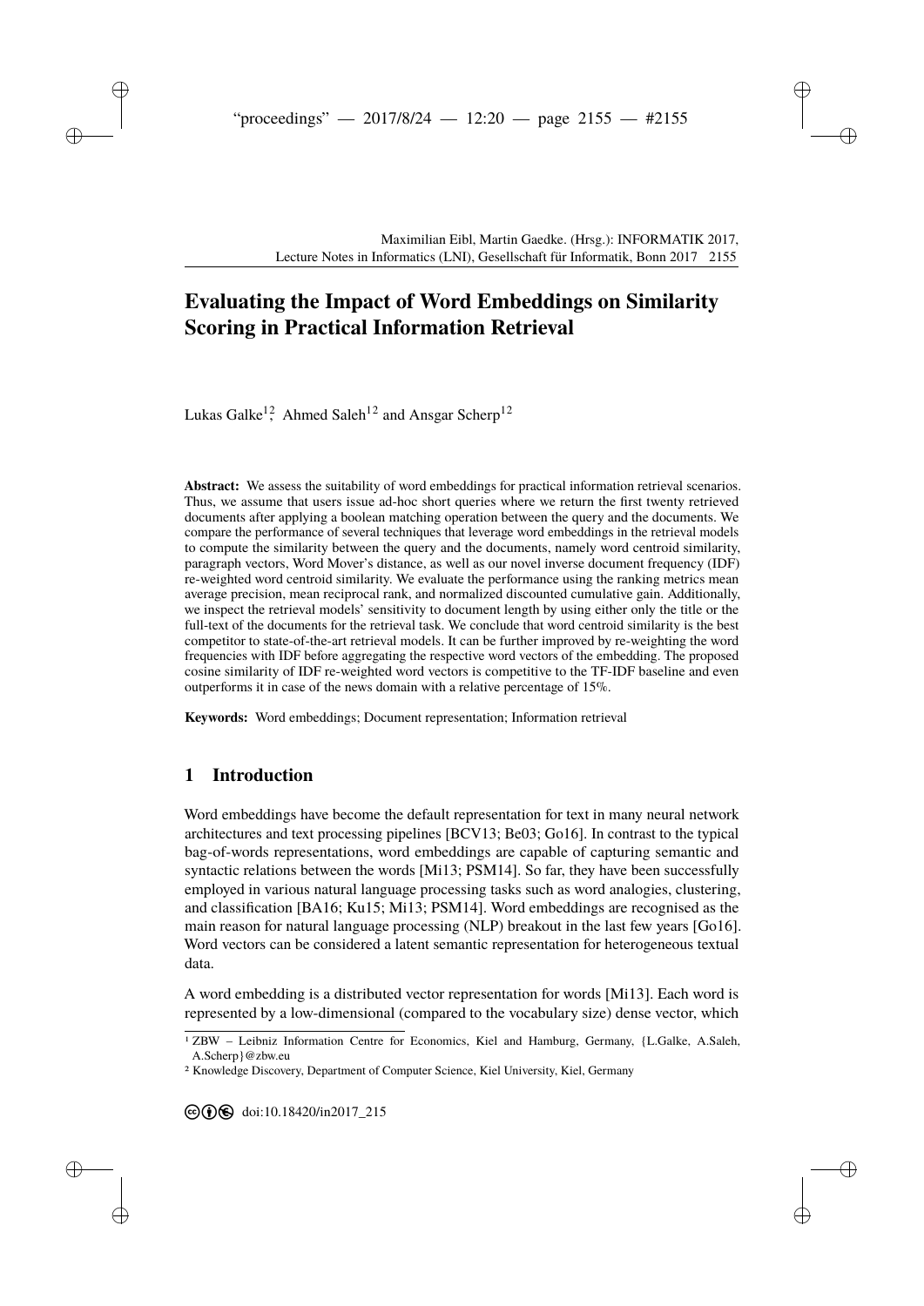# Evaluating the Impact of Word Embeddings on Similarity Scoring in Practical Information Retrieval

Lukas Galke[1,2], Ahmed Saleh[1,2] and Ansgar Scherp[1,2]

**Abstract:** We assess the suitability of word embeddings for practical information retrieval scenarios. Thus, we assume that users issue ad-hoc short queries where we return the first twenty retrieved documents after applying a boolean matching operation between the query and the documents. We compare the performance of several techniques that leverage word embeddings in the retrieval models to compute the similarity between the query and the documents, namely word centroid similarity, paragraph vectors, Word Mover's distance, as well as our novel inverse document frequency (IDF) re-weighted word centroid similarity. We evaluate the performance using the ranking metrics mean average precision, mean reciprocal rank, and normalized discounted cumulative gain. Additionally, we inspect the retrieval models' sensitivity to document length by using either only the title or the full-text of the documents for the retrieval task. We conclude that word centroid similarity is the best competitor to state-of-the-art retrieval models. It can be further improved by re-weighting the word frequencies with IDF before aggregating the respective word vectors of the embedding. The proposed cosine similarity of IDF re-weighted word vectors is competitive to the TF-IDF baseline and even outperforms it in case of the news domain with a relative percentage of 15%.

**Keywords:** Word embeddings; Document representation; Information retrieval

## 1 Introduction

Word embeddings have become the default representation for text in many neural network architectures and text processing pipelines [BCV13; Be03; Go16]. In contrast to the typical bag-of-words representations, word embeddings are capable of capturing semantic and syntactic relations between the words [Mi13; PSM14]. So far, they have been successfully employed in various natural language processing tasks such as word analogies, clustering, and classification [BA16; Ku15; Mi13; PSM14]. Word embeddings are recognised as the main reason for natural language processing (NLP) breakout in the last few years [Go16]. Word vectors can be considered a latent semantic representation for heterogeneous textual data.

A word embedding is a distributed vector representation for words [Mi13]. Each word is represented by a low-dimensional (compared to the vocabulary size) dense vector, which

[1] ZBW – Leibniz Information Centre for Economics, Kiel and Hamburg, Germany, {L.Galke, A.Saleh, A.Scherp}@zbw.eu

[2] Knowledge Discovery, Department of Computer Science, Kiel University, Kiel, Germany

doi:10.18420/in2017_215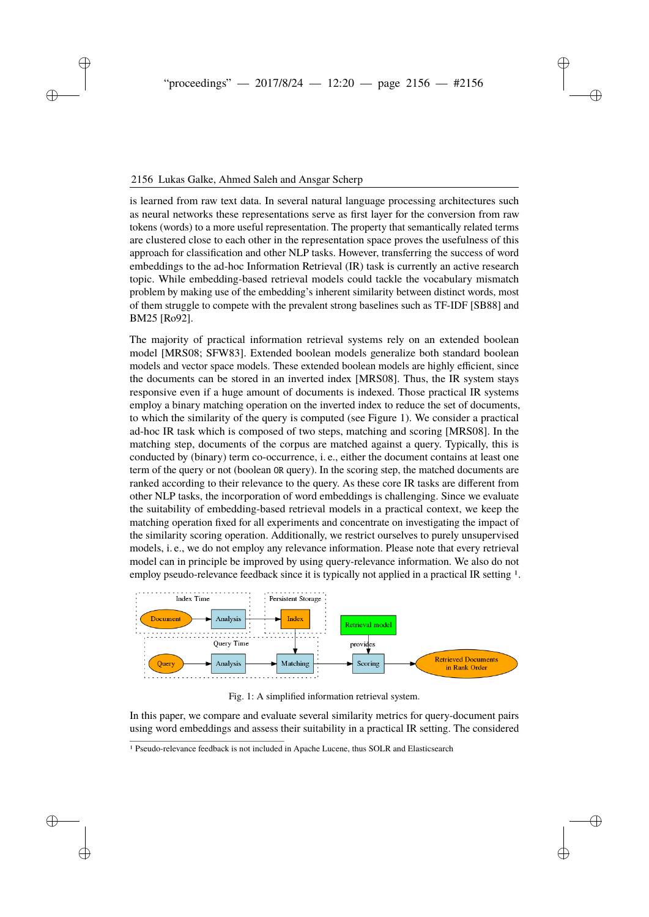is learned from raw text data. In several natural language processing architectures such as neural networks these representations serve as first layer for the conversion from raw tokens (words) to a more useful representation. The property that semantically related terms are clustered close to each other in the representation space proves the usefulness of this approach for classification and other NLP tasks. However, transferring the success of word embeddings to the ad-hoc Information Retrieval (IR) task is currently an active research topic. While embedding-based retrieval models could tackle the vocabulary mismatch problem by making use of the embedding's inherent similarity between distinct words, most of them struggle to compete with the prevalent strong baselines such as TF-IDF [SB88] and BM25 [Ro92].

The majority of practical information retrieval systems rely on an extended boolean model [MRS08; SFW83]. Extended boolean models generalize both standard boolean models and vector space models. These extended boolean models are highly efficient, since the documents can be stored in an inverted index [MRS08]. Thus, the IR system stays responsive even if a huge amount of documents is indexed. Those practical IR systems employ a binary matching operation on the inverted index to reduce the set of documents, to which the similarity of the query is computed (see Figure 1). We consider a practical ad-hoc IR task which is composed of two steps, matching and scoring [MRS08]. In the matching step, documents of the corpus are matched against a query. Typically, this is conducted by (binary) term co-occurrence, i. e., either the document contains at least one term of the query or not (boolean `OR` query). In the scoring step, the matched documents are ranked according to their relevance to the query. As these core IR tasks are different from other NLP tasks, the incorporation of word embeddings is challenging. Since we evaluate the suitability of embedding-based retrieval models in a practical context, we keep the matching operation fixed for all experiments and concentrate on investigating the impact of the similarity scoring operation. Additionally, we restrict ourselves to purely unsupervised models, i. e., we do not employ any relevance information. Please note that every retrieval model can in principle be improved by using query-relevance information. We also do not employ pseudo-relevance feedback since it is typically not applied in a practical IR setting [1].

Fig. 1: A simplified information retrieval system.

In this paper, we compare and evaluate several similarity metrics for query-document pairs using word embeddings and assess their suitability in a practical IR setting. The considered

[1] Pseudo-relevance feedback is not included in Apache Lucene, thus SOLR and Elasticsearch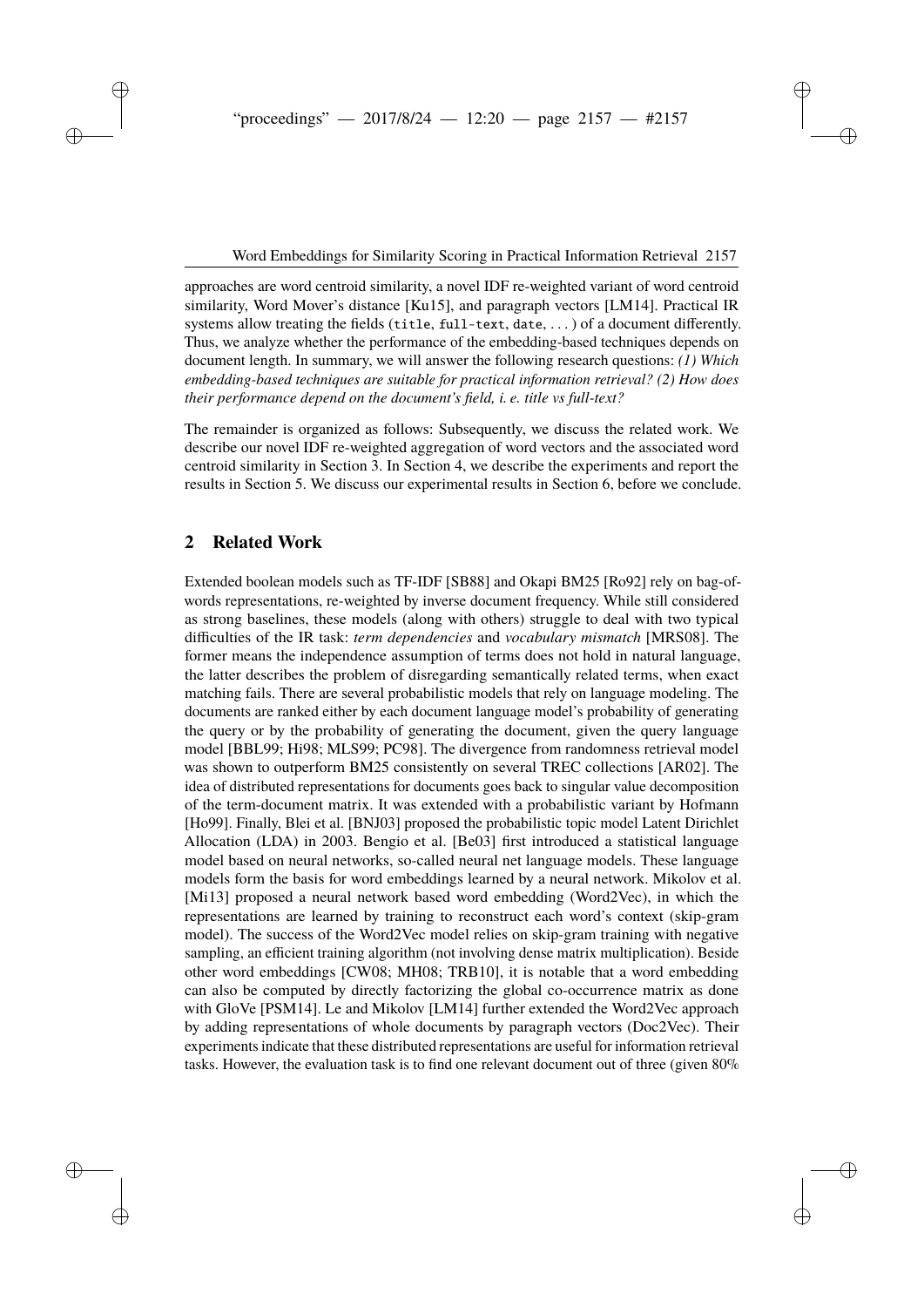approaches are word centroid similarity, a novel IDF re-weighted variant of word centroid similarity, Word Mover's distance [Ku15], and paragraph vectors [LM14]. Practical IR systems allow treating the fields (`title`, `full-text`, `date`, . . . ) of a document differently. Thus, we analyze whether the performance of the embedding-based techniques depends on document length. In summary, we will answer the following research questions: *(1) Which embedding-based techniques are suitable for practical information retrieval? (2) How does their performance depend on the document's field, i. e. title vs full-text?*

The remainder is organized as follows: Subsequently, we discuss the related work. We describe our novel IDF re-weighted aggregation of word vectors and the associated word centroid similarity in Section 3. In Section 4, we describe the experiments and report the results in Section 5. We discuss our experimental results in Section 6, before we conclude.

## 2 Related Work

Extended boolean models such as TF-IDF [SB88] and Okapi BM25 [Ro92] rely on bag-of-words representations, re-weighted by inverse document frequency. While still considered as strong baselines, these models (along with others) struggle to deal with two typical difficulties of the IR task: *term dependencies* and *vocabulary mismatch* [MRS08]. The former means the independence assumption of terms does not hold in natural language, the latter describes the problem of disregarding semantically related terms, when exact matching fails. There are several probabilistic models that rely on language modeling. The documents are ranked either by each document language model's probability of generating the query or by the probability of generating the document, given the query language model [BBL99; Hi98; MLS99; PC98]. The divergence from randomness retrieval model was shown to outperform BM25 consistently on several TREC collections [AR02]. The idea of distributed representations for documents goes back to singular value decomposition of the term-document matrix. It was extended with a probabilistic variant by Hofmann [Ho99]. Finally, Blei et al. [BNJ03] proposed the probabilistic topic model Latent Dirichlet Allocation (LDA) in 2003. Bengio et al. [Be03] first introduced a statistical language model based on neural networks, so-called neural net language models. These language models form the basis for word embeddings learned by a neural network. Mikolov et al. [Mi13] proposed a neural network based word embedding (Word2Vec), in which the representations are learned by training to reconstruct each word's context (skip-gram model). The success of the Word2Vec model relies on skip-gram training with negative sampling, an efficient training algorithm (not involving dense matrix multiplication). Beside other word embeddings [CW08; MH08; TRB10], it is notable that a word embedding can also be computed by directly factorizing the global co-occurrence matrix as done with GloVe [PSM14]. Le and Mikolov [LM14] further extended the Word2Vec approach by adding representations of whole documents by paragraph vectors (Doc2Vec). Their experiments indicate that these distributed representations are useful for information retrieval tasks. However, the evaluation task is to find one relevant document out of three (given 80%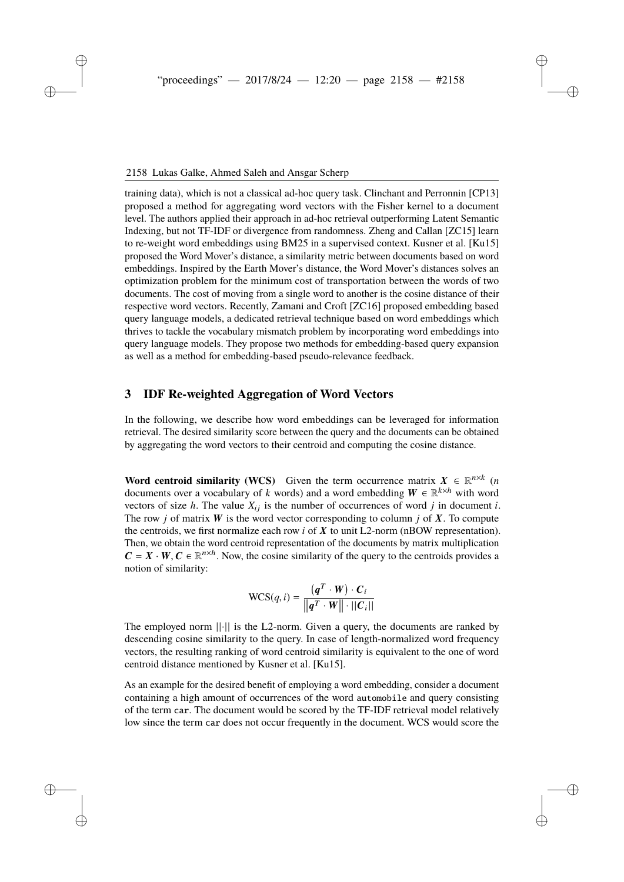training data), which is not a classical ad-hoc query task. Clinchant and Perronnin [CP13] proposed a method for aggregating word vectors with the Fisher kernel to a document level. The authors applied their approach in ad-hoc retrieval outperforming Latent Semantic Indexing, but not TF-IDF or divergence from randomness. Zheng and Callan [ZC15] learn to re-weight word embeddings using BM25 in a supervised context. Kusner et al. [Ku15] proposed the Word Mover's distance, a similarity metric between documents based on word embeddings. Inspired by the Earth Mover's distance, the Word Mover's distances solves an optimization problem for the minimum cost of transportation between the words of two documents. The cost of moving from a single word to another is the cosine distance of their respective word vectors. Recently, Zamani and Croft [ZC16] proposed embedding based query language models, a dedicated retrieval technique based on word embeddings which thrives to tackle the vocabulary mismatch problem by incorporating word embeddings into query language models. They propose two methods for embedding-based query expansion as well as a method for embedding-based pseudo-relevance feedback.

## 3 IDF Re-weighted Aggregation of Word Vectors

In the following, we describe how word embeddings can be leveraged for information retrieval. The desired similarity score between the query and the documents can be obtained by aggregating the word vectors to their centroid and computing the cosine distance.

**Word centroid similarity (WCS)** Given the term occurrence matrix $\boldsymbol{X} \in \mathbb{R}^{n \times k}$ ($n$ documents over a vocabulary of $k$ words) and a word embedding $\boldsymbol{W} \in \mathbb{R}^{k \times h}$ with word vectors of size $h$. The value $X_{ij}$ is the number of occurrences of word $j$ in document $i$. The row $j$ of matrix $\boldsymbol{W}$ is the word vector corresponding to column $j$ of $\boldsymbol{X}$. To compute the centroids, we first normalize each row $i$ of $\boldsymbol{X}$ to unit L2-norm (nBOW representation). Then, we obtain the word centroid representation of the documents by matrix multiplication $\boldsymbol{C} = \boldsymbol{X} \cdot \boldsymbol{W}, \boldsymbol{C} \in \mathbb{R}^{n \times h}$. Now, the cosine similarity of the query to the centroids provides a notion of similarity:

$$\mathrm{WCS}(q, i) = \frac{\left(\boldsymbol{q}^T \cdot \boldsymbol{W}\right) \cdot \boldsymbol{C}_i}{\left\|\boldsymbol{q}^T \cdot \boldsymbol{W}\right\| \cdot ||\boldsymbol{C}_i||}$$

The employed norm $||\cdot||$ is the L2-norm. Given a query, the documents are ranked by descending cosine similarity to the query. In case of length-normalized word frequency vectors, the resulting ranking of word centroid similarity is equivalent to the one of word centroid distance mentioned by Kusner et al. [Ku15].

As an example for the desired benefit of employing a word embedding, consider a document containing a high amount of occurrences of the word `automobile` and query consisting of the term `car`. The document would be scored by the TF-IDF retrieval model relatively low since the term `car` does not occur frequently in the document. WCS would score the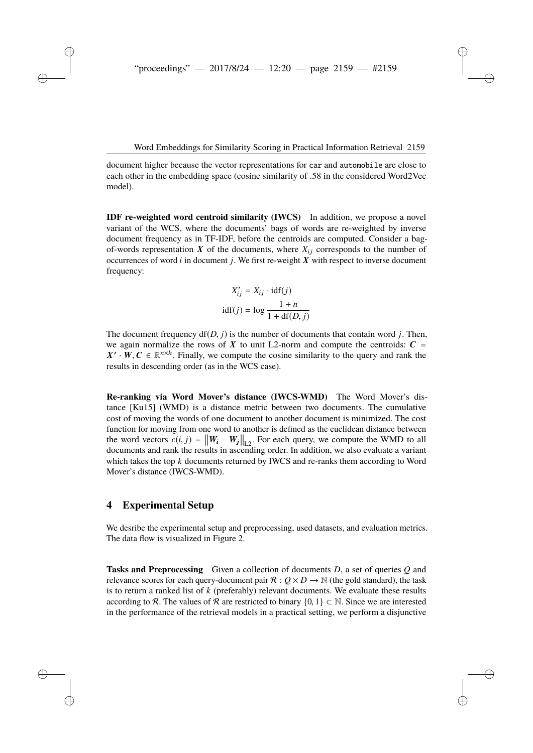document higher because the vector representations for `car` and `automobile` are close to each other in the embedding space (cosine similarity of .58 in the considered Word2Vec model).

**IDF re-weighted word centroid similarity (IWCS)** In addition, we propose a novel variant of the WCS, where the documents' bags of words are re-weighted by inverse document frequency as in TF-IDF, before the centroids are computed. Consider a bag-of-words representation $\boldsymbol{X}$ of the documents, where $X_{ij}$ corresponds to the number of occurrences of word $i$ in document $j$. We first re-weight $\boldsymbol{X}$ with respect to inverse document frequency:

$$X'_{ij} = X_{ij} \cdot \mathrm{idf}(j)$$

$$\mathrm{idf}(j) = \log \frac{1+n}{1+\mathrm{df}(D, j)}$$

The document frequency $\mathrm{df}(D, j)$ is the number of documents that contain word $j$. Then, we again normalize the rows of $\boldsymbol{X}$ to unit L2-norm and compute the centroids: $\boldsymbol{C} = \boldsymbol{X'} \cdot \boldsymbol{W}, \boldsymbol{C} \in \mathbb{R}^{n \times h}$. Finally, we compute the cosine similarity to the query and rank the results in descending order (as in the WCS case).

**Re-ranking via Word Mover's distance (IWCS-WMD)** The Word Mover's distance [Ku15] (WMD) is a distance metric between two documents. The cumulative cost of moving the words of one document to another document is minimized. The cost function for moving from one word to another is defined as the euclidean distance between the word vectors $c(i, j) = \left\|\boldsymbol{W_i} - \boldsymbol{W_j}\right\|_{\mathrm{L2}}$. For each query, we compute the WMD to all documents and rank the results in ascending order. In addition, we also evaluate a variant which takes the top $k$ documents returned by IWCS and re-ranks them according to Word Mover's distance (IWCS-WMD).

## 4 Experimental Setup

We desribe the experimental setup and preprocessing, used datasets, and evaluation metrics. The data flow is visualized in Figure 2.

**Tasks and Preprocessing** Given a collection of documents $D$, a set of queries $Q$ and relevance scores for each query-document pair $\mathcal{R} : Q \times D \rightarrow \mathbb{N}$ (the gold standard), the task is to return a ranked list of $k$ (preferably) relevant documents. We evaluate these results according to $\mathcal{R}$. The values of $\mathcal{R}$ are restricted to binary $\{0, 1\} \subset \mathbb{N}$. Since we are interested in the performance of the retrieval models in a practical setting, we perform a disjunctive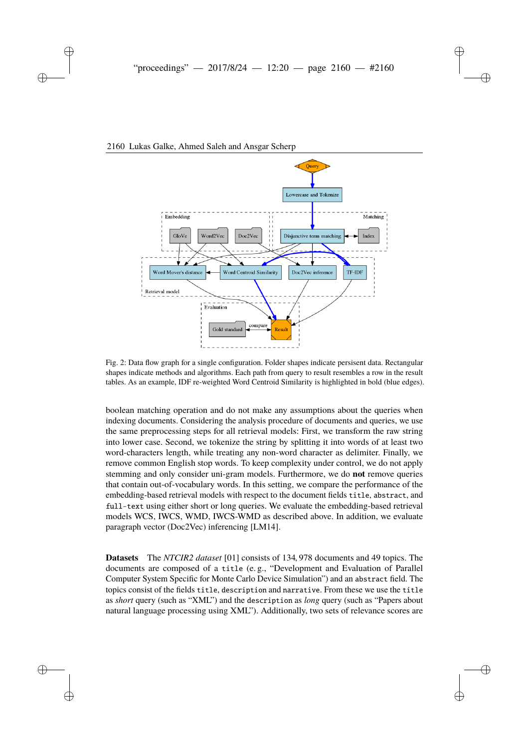Fig. 2: Data flow graph for a single configuration. Folder shapes indicate persistent data. Rectangular shapes indicate methods and algorithms. Each path from query to result resembles a row in the result tables. As an example, IDF re-weighted Word Centroid Similarity is highlighted in bold (blue edges).

boolean matching operation and do not make any assumptions about the queries when indexing documents. Considering the analysis procedure of documents and queries, we use the same preprocessing steps for all retrieval models: First, we transform the raw string into lower case. Second, we tokenize the string by splitting it into words of at least two word-characters length, while treating any non-word character as delimiter. Finally, we remove common English stop words. To keep complexity under control, we do not apply stemming and only consider uni-gram models. Furthermore, we do **not** remove queries that contain out-of-vocabulary words. In this setting, we compare the performance of the embedding-based retrieval models with respect to the document fields `title`, `abstract`, and `full-text` using either short or long queries. We evaluate the embedding-based retrieval models WCS, IWCS, WMD, IWCS-WMD as described above. In addition, we evaluate paragraph vector (Doc2Vec) inferencing [LM14].

**Datasets** The *NTCIR2 dataset* [01] consists of 134,978 documents and 49 topics. The documents are composed of a `title` (e. g., "Development and Evaluation of Parallel Computer System Specific for Monte Carlo Device Simulation") and an `abstract` field. The topics consist of the fields `title`, `description` and `narrative`. From these we use the `title` as *short* query (such as "XML") and the `description` as *long* query (such as "Papers about natural language processing using XML"). Additionally, two sets of relevance scores are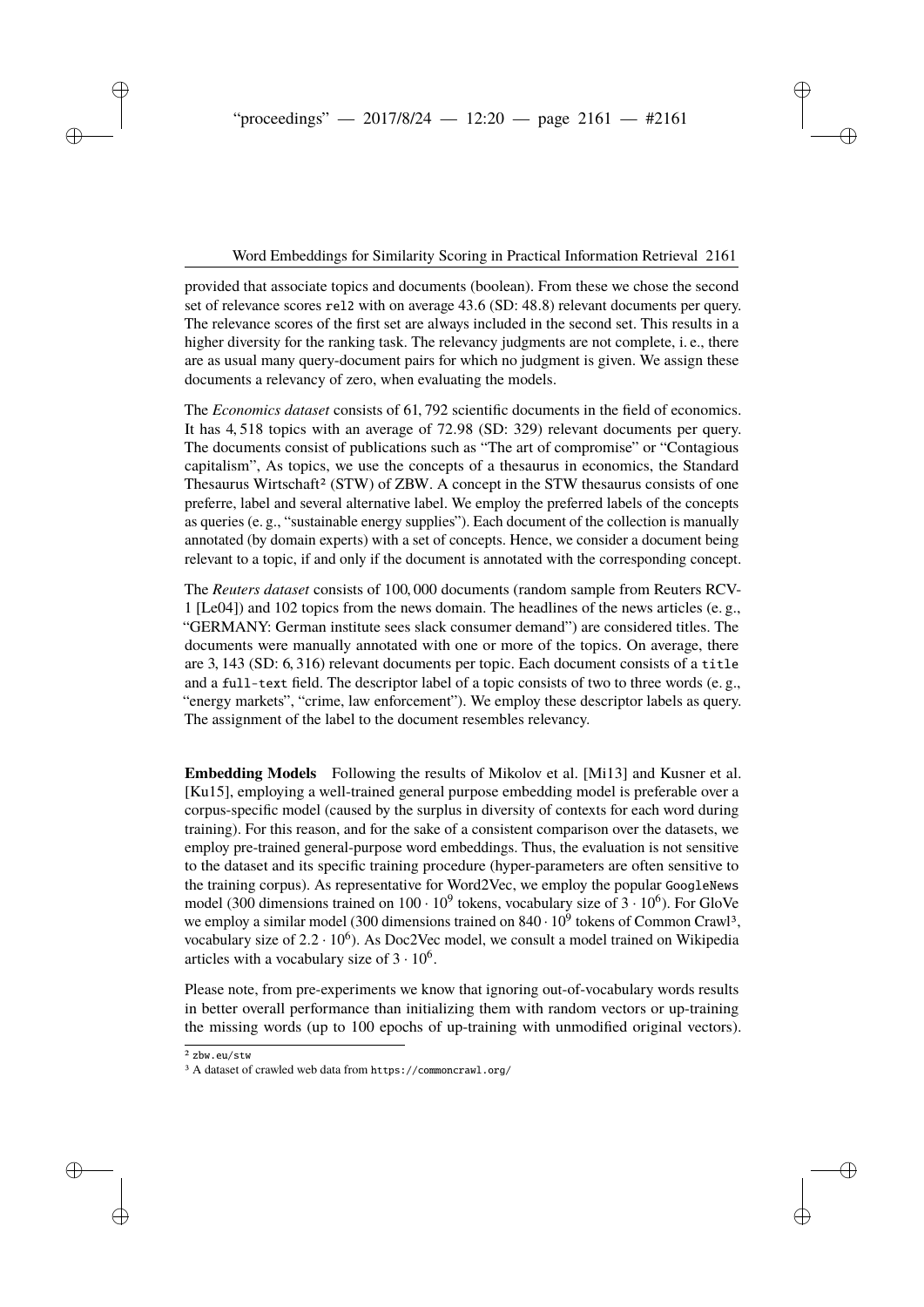provided that associate topics and documents (boolean). From these we chose the second set of relevance scores `rel2` with on average 43.6 (SD: 48.8) relevant documents per query. The relevance scores of the first set are always included in the second set. This results in a higher diversity for the ranking task. The relevancy judgments are not complete, i. e., there are as usual many query-document pairs for which no judgment is given. We assign these documents a relevancy of zero, when evaluating the models.

The *Economics dataset* consists of 61,792 scientific documents in the field of economics. It has 4,518 topics with an average of 72.98 (SD: 329) relevant documents per query. The documents consist of publications such as "The art of compromise" or "Contagious capitalism", As topics, we use the concepts of a thesaurus in economics, the Standard Thesaurus Wirtschaft[2] (STW) of ZBW. A concept in the STW thesaurus consists of one preferre, label and several alternative label. We employ the preferred labels of the concepts as queries (e. g., "sustainable energy supplies"). Each document of the collection is manually annotated (by domain experts) with a set of concepts. Hence, we consider a document being relevant to a topic, if and only if the document is annotated with the corresponding concept.

The *Reuters dataset* consists of 100,000 documents (random sample from Reuters RCV-1 [Le04]) and 102 topics from the news domain. The headlines of the news articles (e. g., "GERMANY: German institute sees slack consumer demand") are considered titles. The documents were manually annotated with one or more of the topics. On average, there are 3,143 (SD: 6,316) relevant documents per topic. Each document consists of a `title` and a `full-text` field. The descriptor label of a topic consists of two to three words (e. g., "energy markets", "crime, law enforcement"). We employ these descriptor labels as query. The assignment of the label to the document resembles relevancy.

**Embedding Models** Following the results of Mikolov et al. [Mi13] and Kusner et al. [Ku15], employing a well-trained general purpose embedding model is preferable over a corpus-specific model (caused by the surplus in diversity of contexts for each word during training). For this reason, and for the sake of a consistent comparison over the datasets, we employ pre-trained general-purpose word embeddings. Thus, the evaluation is not sensitive to the dataset and its specific training procedure (hyper-parameters are often sensitive to the training corpus). As representative for Word2Vec, we employ the popular `GoogleNews` model (300 dimensions trained on $100 \cdot 10^9$ tokens, vocabulary size of $3 \cdot 10^6$). For GloVe we employ a similar model (300 dimensions trained on $840 \cdot 10^9$ tokens of Common Crawl[3], vocabulary size of $2.2 \cdot 10^6$). As Doc2Vec model, we consult a model trained on Wikipedia articles with a vocabulary size of $3 \cdot 10^6$.

Please note, from pre-experiments we know that ignoring out-of-vocabulary words results in better overall performance than initializing them with random vectors or up-training the missing words (up to 100 epochs of up-training with unmodified original vectors).

[2] `zbw.eu/stw`

[3] A dataset of crawled web data from `https://commoncrawl.org/`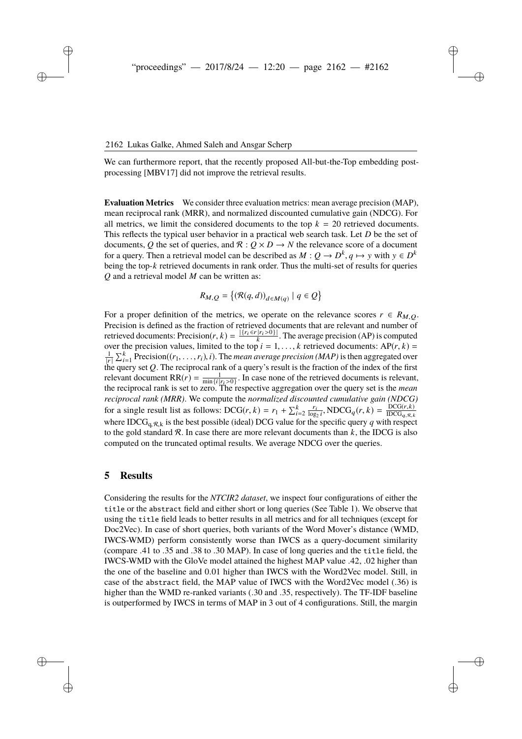We can furthermore report, that the recently proposed All-but-the-Top embedding post-processing [MBV17] did not improve the retrieval results.

**Evaluation Metrics** We consider three evaluation metrics: mean average precision (MAP), mean reciprocal rank (MRR), and normalized discounted cumulative gain (NDCG). For all metrics, we limit the considered documents to the top $k = 20$ retrieved documents. This reflects the typical user behavior in a practical web search task. Let $D$ be the set of documents, $Q$ the set of queries, and $\mathcal{R} : Q \times D \to N$ the relevance score of a document for a query. Then a retrieval model can be described as $M : Q \to D^k, q \mapsto y$ with $y \in D^k$ being the top-$k$ retrieved documents in rank order. Thus the multi-set of results for queries $Q$ and a retrieval model $M$ can be written as:

$$R_{M,Q} = \left\{ \left(\mathcal{R}(q,d)\right)_{d \in M(q)} \mid q \in Q \right\}$$

For a proper definition of the metrics, we operate on the relevance scores $r \in R_{M,Q}$. Precision is defined as the fraction of retrieved documents that are relevant and number of retrieved documents: $\text{Precision}(r,k) = \frac{|\{r_i \in r \mid r_i > 0\}|}{k}$. The average precision (AP) is computed over the precision values, limited to the top $i = 1, \dots, k$ retrieved documents: $\text{AP}(r,k) = \frac{1}{|r|} \sum_{i=1}^{k} \text{Precision}((r_1, \dots, r_i), i)$. The *mean average precision (MAP)* is then aggregated over the query set $Q$. The reciprocal rank of a query's result is the fraction of the index of the first relevant document $\text{RR}(r) = \frac{1}{\min\{i \mid r_i > 0\}}$. In case none of the retrieved documents is relevant, the reciprocal rank is set to zero. The respective aggregation over the query set is the *mean reciprocal rank (MRR)*. We compute the *normalized discounted cumulative gain (NDCG)* for a single result list as follows: $\text{DCG}(r,k) = r_1 + \sum_{i=2}^{k} \frac{r_i}{\log_2 i}, \text{NDCG}_q(r,k) = \frac{\text{DCG}(r,k)}{\text{IDCG}_{q,\mathcal{R},k}}$ where $\text{IDCG}_{q,\mathcal{R},k}$ is the best possible (ideal) DCG value for the specific query $q$ with respect to the gold standard $\mathcal{R}$. In case there are more relevant documents than $k$, the IDCG is also computed on the truncated optimal results. We average NDCG over the queries.

## 5 Results

Considering the results for the *NTCIR2 dataset*, we inspect four configurations of either the `title` or the `abstract` field and either short or long queries (See Table 1). We observe that using the `title` field leads to better results in all metrics and for all techniques (except for Doc2Vec). In case of short queries, both variants of the Word Mover's distance (WMD, IWCS-WMD) perform consistently worse than IWCS as a query-document similarity (compare .41 to .35 and .38 to .30 MAP). In case of long queries and the `title` field, the IWCS-WMD with the GloVe model attained the highest MAP value .42, .02 higher than the one of the baseline and 0.01 higher than IWCS with the Word2Vec model. Still, in case of the `abstract` field, the MAP value of IWCS with the Word2Vec model (.36) is higher than the WMD re-ranked variants (.30 and .35, respectively). The TF-IDF baseline is outperformed by IWCS in terms of MAP in 3 out of 4 configurations. Still, the margin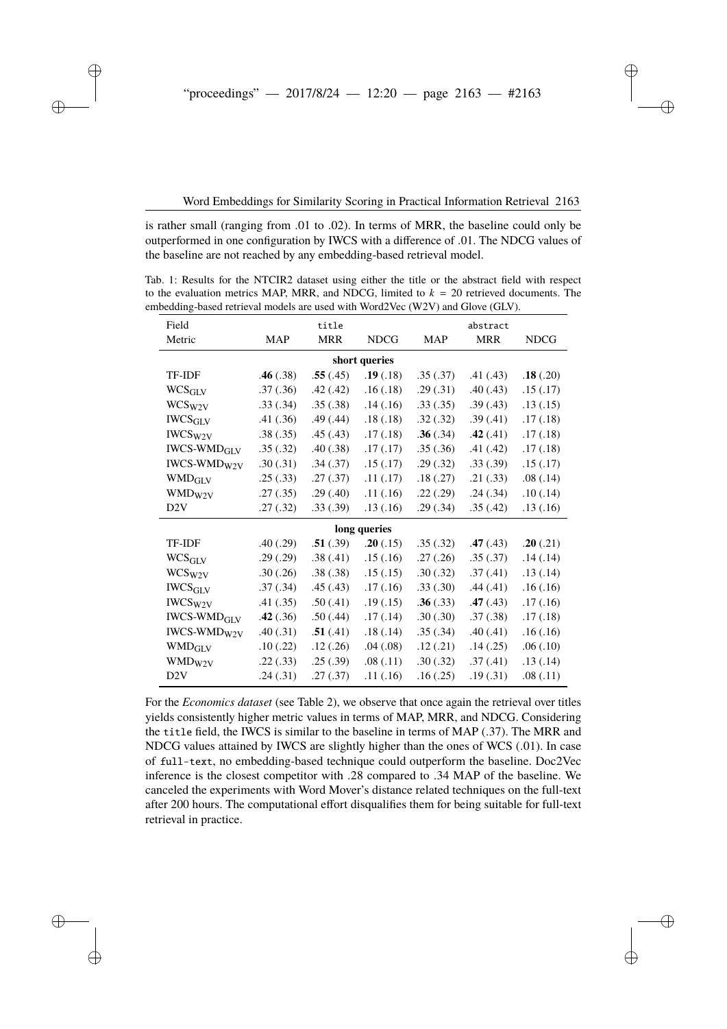is rather small (ranging from .01 to .02). In terms of MRR, the baseline could only be outperformed in one configuration by IWCS with a difference of .01. The NDCG values of the baseline are not reached by any embedding-based retrieval model.

Tab. 1: Results for the NTCIR2 dataset using either the title or the abstract field with respect to the evaluation metrics MAP, MRR, and NDCG, limited to $k = 20$ retrieved documents. The embedding-based retrieval models are used with Word2Vec (W2V) and Glove (GLV).

| Field | | `title` | | | `abstract` | |
|---|---|---|---|---|---|---|
| Metric | MAP | MRR | NDCG | MAP | MRR | NDCG |
| | | | **short queries** | | | |
| TF-IDF | **.46** (.38) | **.55** (.45) | **.19** (.18) | .35 (.37) | .41 (.43) | **.18** (.20) |
| $\text{WCS}_{\text{GLV}}$ | .37 (.36) | .42 (.42) | .16 (.18) | .29 (.31) | .40 (.43) | .15 (.17) |
| $\text{WCS}_{\text{W2V}}$ | .33 (.34) | .35 (.38) | .14 (.16) | .33 (.35) | .39 (.43) | .13 (.15) |
| $\text{IWCS}_{\text{GLV}}$ | .41 (.36) | .49 (.44) | .18 (.18) | .32 (.32) | .39 (.41) | .17 (.18) |
| $\text{IWCS}_{\text{W2V}}$ | .38 (.35) | .45 (.43) | .17 (.18) | **.36** (.34) | **.42** (.41) | .17 (.18) |
| $\text{IWCS-WMD}_{\text{GLV}}$ | .35 (.32) | .40 (.38) | .17 (.17) | .35 (.36) | .41 (.42) | .17 (.18) |
| $\text{IWCS-WMD}_{\text{W2V}}$ | .30 (.31) | .34 (.37) | .15 (.17) | .29 (.32) | .33 (.39) | .15 (.17) |
| $\text{WMD}_{\text{GLV}}$ | .25 (.33) | .27 (.37) | .11 (.17) | .18 (.27) | .21 (.33) | .08 (.14) |
| $\text{WMD}_{\text{W2V}}$ | .27 (.35) | .29 (.40) | .11 (.16) | .22 (.29) | .24 (.34) | .10 (.14) |
| D2V | .27 (.32) | .33 (.39) | .13 (.16) | .29 (.34) | .35 (.42) | .13 (.16) |
| | | | **long queries** | | | |
| TF-IDF | .40 (.29) | **.51** (.39) | **.20** (.15) | .35 (.32) | **.47** (.43) | **.20** (.21) |
| $\text{WCS}_{\text{GLV}}$ | .29 (.29) | .38 (.41) | .15 (.16) | .27 (.26) | .35 (.37) | .14 (.14) |
| $\text{WCS}_{\text{W2V}}$ | .30 (.26) | .38 (.38) | .15 (.15) | .30 (.32) | .37 (.41) | .13 (.14) |
| $\text{IWCS}_{\text{GLV}}$ | .37 (.34) | .45 (.43) | .17 (.16) | .33 (.30) | .44 (.41) | .16 (.16) |
| $\text{IWCS}_{\text{W2V}}$ | .41 (.35) | .50 (.41) | .19 (.15) | **.36** (.33) | **.47** (.43) | .17 (.16) |
| $\text{IWCS-WMD}_{\text{GLV}}$ | **.42** (.36) | .50 (.44) | .17 (.14) | .30 (.30) | .37 (.38) | .17 (.18) |
| $\text{IWCS-WMD}_{\text{W2V}}$ | .40 (.31) | **.51** (.41) | .18 (.14) | .35 (.34) | .40 (.41) | .16 (.16) |
| $\text{WMD}_{\text{GLV}}$ | .10 (.22) | .12 (.26) | .04 (.08) | .12 (.21) | .14 (.25) | .06 (.10) |
| $\text{WMD}_{\text{W2V}}$ | .22 (.33) | .25 (.39) | .08 (.11) | .30 (.32) | .37 (.41) | .13 (.14) |
| D2V | .24 (.31) | .27 (.37) | .11 (.16) | .16 (.25) | .19 (.31) | .08 (.11) |

For the *Economics dataset* (see Table 2), we observe that once again the retrieval over titles yields consistently higher metric values in terms of MAP, MRR, and NDCG. Considering the `title` field, the IWCS is similar to the baseline in terms of MAP (.37). The MRR and NDCG values attained by IWCS are slightly higher than the ones of WCS (.01). In case of `full-text`, no embedding-based technique could outperform the baseline. Doc2Vec inference is the closest competitor with .28 compared to .34 MAP of the baseline. We canceled the experiments with Word Mover's distance related techniques on the full-text after 200 hours. The computational effort disqualifies them for being suitable for full-text retrieval in practice.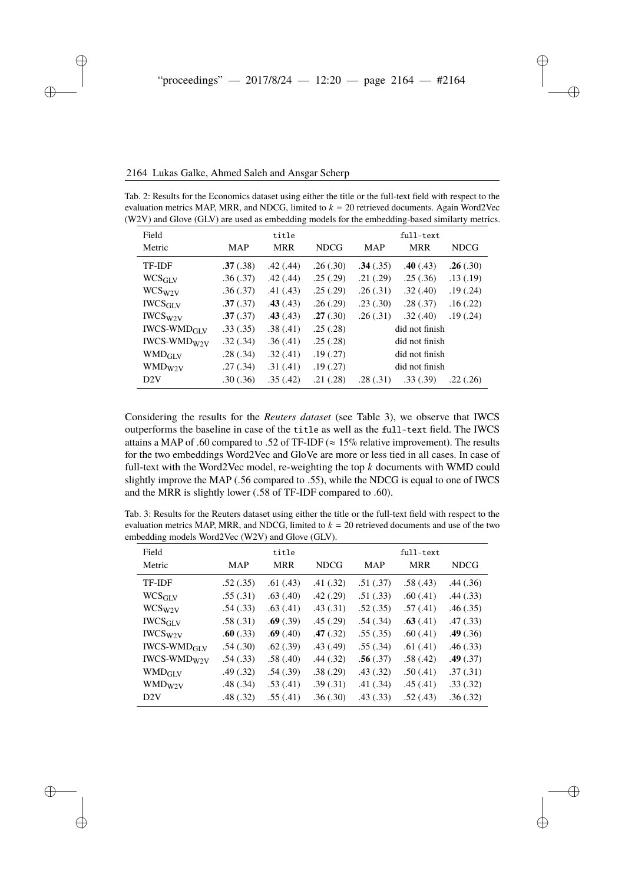Tab. 2: Results for the Economics dataset using either the title or the full-text field with respect to the evaluation metrics MAP, MRR, and NDCG, limited to $k = 20$ retrieved documents. Again Word2Vec (W2V) and Glove (GLV) are used as embedding models for the embedding-based similarty metrics.

| Field | | `title` | | | `full-text` | |
|---|---|---|---|---|---|---|
| Metric | MAP | MRR | NDCG | MAP | MRR | NDCG |
| TF-IDF | **.37** (.38) | .42 (.44) | .26 (.30) | **.34** (.35) | **.40** (.43) | **.26** (.30) |
| $\text{WCS}_{\text{GLV}}$ | .36 (.37) | .42 (.44) | .25 (.29) | .21 (.29) | .25 (.36) | .13 (.19) |
| $\text{WCS}_{\text{W2V}}$ | .36 (.37) | .41 (.43) | .25 (.29) | .26 (.31) | .32 (.40) | .19 (.24) |
| $\text{IWCS}_{\text{GLV}}$ | **.37** (.37) | **.43** (.43) | .26 (.29) | .23 (.30) | .28 (.37) | .16 (.22) |
| $\text{IWCS}_{\text{W2V}}$ | **.37** (.37) | **.43** (.43) | **.27** (.30) | .26 (.31) | .32 (.40) | .19 (.24) |
| $\text{IWCS-WMD}_{\text{GLV}}$ | .33 (.35) | .38 (.41) | .25 (.28) | | did not finish | |
| $\text{IWCS-WMD}_{\text{W2V}}$ | .32 (.34) | .36 (.41) | .25 (.28) | | did not finish | |
| $\text{WMD}_{\text{GLV}}$ | .28 (.34) | .32 (.41) | .19 (.27) | | did not finish | |
| $\text{WMD}_{\text{W2V}}$ | .27 (.34) | .31 (.41) | .19 (.27) | | did not finish | |
| D2V | .30 (.36) | .35 (.42) | .21 (.28) | .28 (.31) | .33 (.39) | .22 (.26) |

Considering the results for the *Reuters dataset* (see Table 3), we observe that IWCS outperforms the baseline in case of the `title` as well as the `full-text` field. The IWCS attains a MAP of .60 compared to .52 of TF-IDF ($\approx 15\%$ relative improvement). The results for the two embeddings Word2Vec and GloVe are more or less tied in all cases. In case of full-text with the Word2Vec model, re-weighting the top $k$ documents with WMD could slightly improve the MAP (.56 compared to .55), while the NDCG is equal to one of IWCS and the MRR is slightly lower (.58 of TF-IDF compared to .60).

Tab. 3: Results for the Reuters dataset using either the title or the full-text field with respect to the evaluation metrics MAP, MRR, and NDCG, limited to $k = 20$ retrieved documents and use of the two embedding models Word2Vec (W2V) and Glove (GLV).

| Field | | `title` | | | `full-text` | |
|---|---|---|---|---|---|---|
| Metric | MAP | MRR | NDCG | MAP | MRR | NDCG |
| TF-IDF | .52 (.35) | .61 (.43) | .41 (.32) | .51 (.37) | .58 (.43) | .44 (.36) |
| $\text{WCS}_{\text{GLV}}$ | .55 (.31) | .63 (.40) | .42 (.29) | .51 (.33) | .60 (.41) | .44 (.33) |
| $\text{WCS}_{\text{W2V}}$ | .54 (.33) | .63 (.41) | .43 (.31) | .52 (.35) | .57 (.41) | .46 (.35) |
| $\text{IWCS}_{\text{GLV}}$ | .58 (.31) | **.69** (.39) | .45 (.29) | .54 (.34) | **.63** (.41) | .47 (.33) |
| $\text{IWCS}_{\text{W2V}}$ | **.60** (.33) | **.69** (.40) | **.47** (.32) | .55 (.35) | .60 (.41) | **.49** (.36) |
| $\text{IWCS-WMD}_{\text{GLV}}$ | .54 (.30) | .62 (.39) | .43 (.49) | .55 (.34) | .61 (.41) | .46 (.33) |
| $\text{IWCS-WMD}_{\text{W2V}}$ | .54 (.33) | .58 (.40) | .44 (.32) | **.56** (.37) | .58 (.42) | **.49** (.37) |
| $\text{WMD}_{\text{GLV}}$ | .49 (.32) | .54 (.39) | .38 (.29) | .43 (.32) | .50 (.41) | .37 (.31) |
| $\text{WMD}_{\text{W2V}}$ | .48 (.34) | .53 (.41) | .39 (.31) | .41 (.34) | .45 (.41) | .33 (.32) |
| D2V | .48 (.32) | .55 (.41) | .36 (.30) | .43 (.33) | .52 (.43) | .36 (.32) |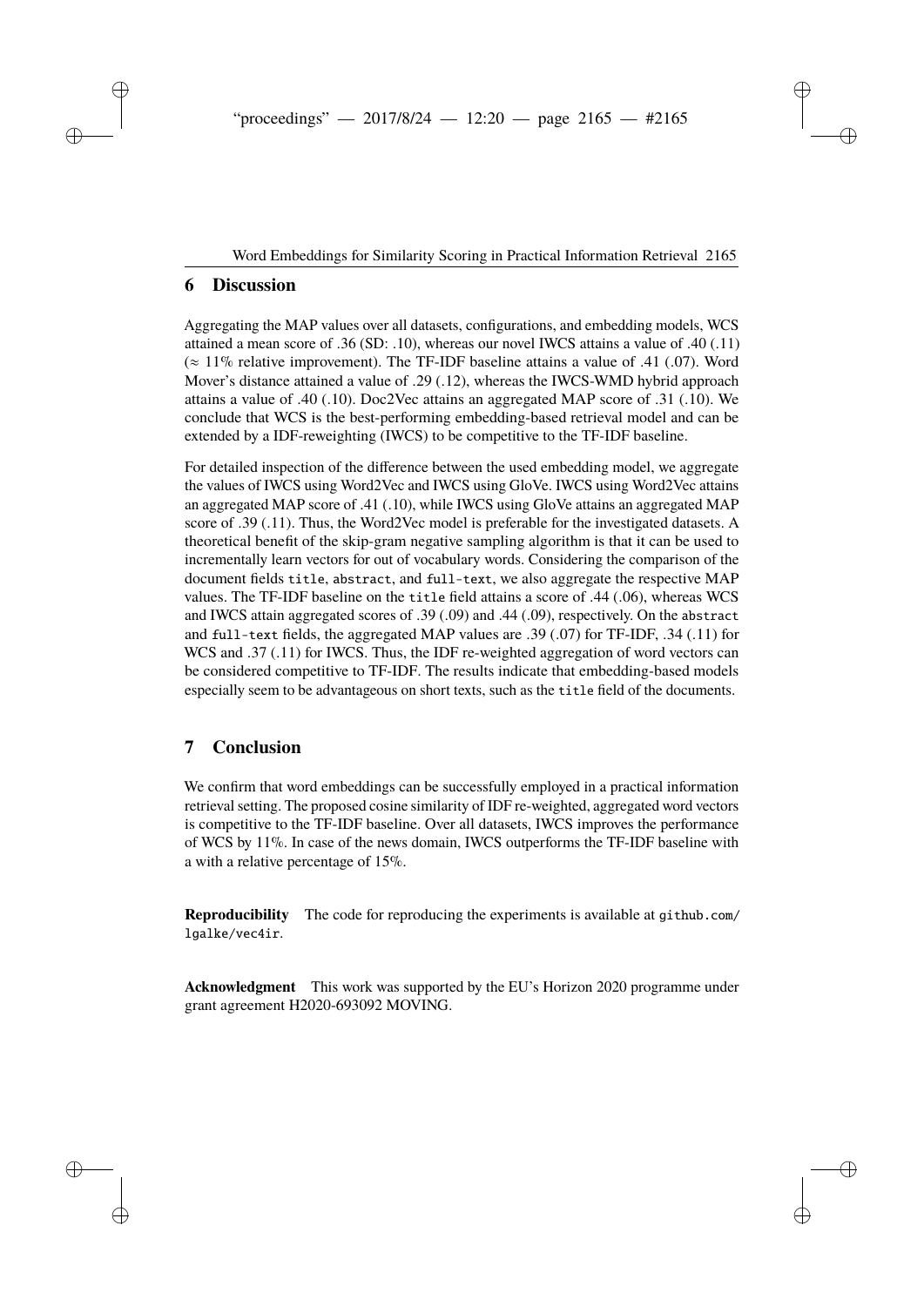## 6 Discussion

Aggregating the MAP values over all datasets, configurations, and embedding models, WCS attained a mean score of .36 (SD: .10), whereas our novel IWCS attains a value of .40 (.11) ($\approx$ 11% relative improvement). The TF-IDF baseline attains a value of .41 (.07). Word Mover's distance attained a value of .29 (.12), whereas the IWCS-WMD hybrid approach attains a value of .40 (.10). Doc2Vec attains an aggregated MAP score of .31 (.10). We conclude that WCS is the best-performing embedding-based retrieval model and can be extended by a IDF-reweighting (IWCS) to be competitive to the TF-IDF baseline.

For detailed inspection of the difference between the used embedding model, we aggregate the values of IWCS using Word2Vec and IWCS using GloVe. IWCS using Word2Vec attains an aggregated MAP score of .41 (.10), while IWCS using GloVe attains an aggregated MAP score of .39 (.11). Thus, the Word2Vec model is preferable for the investigated datasets. A theoretical benefit of the skip-gram negative sampling algorithm is that it can be used to incrementally learn vectors for out of vocabulary words. Considering the comparison of the document fields `title`, `abstract`, and `full-text`, we also aggregate the respective MAP values. The TF-IDF baseline on the `title` field attains a score of .44 (.06), whereas WCS and IWCS attain aggregated scores of .39 (.09) and .44 (.09), respectively. On the `abstract` and `full-text` fields, the aggregated MAP values are .39 (.07) for TF-IDF, .34 (.11) for WCS and .37 (.11) for IWCS. Thus, the IDF re-weighted aggregation of word vectors can be considered competitive to TF-IDF. The results indicate that embedding-based models especially seem to be advantageous on short texts, such as the `title` field of the documents.

## 7 Conclusion

We confirm that word embeddings can be successfully employed in a practical information retrieval setting. The proposed cosine similarity of IDF re-weighted, aggregated word vectors is competitive to the TF-IDF baseline. Over all datasets, IWCS improves the performance of WCS by 11%. In case of the news domain, IWCS outperforms the TF-IDF baseline with a with a relative percentage of 15%.

**Reproducibility** The code for reproducing the experiments is available at `github.com/lgalke/vec4ir`.

**Acknowledgment** This work was supported by the EU's Horizon 2020 programme under grant agreement H2020-693092 MOVING.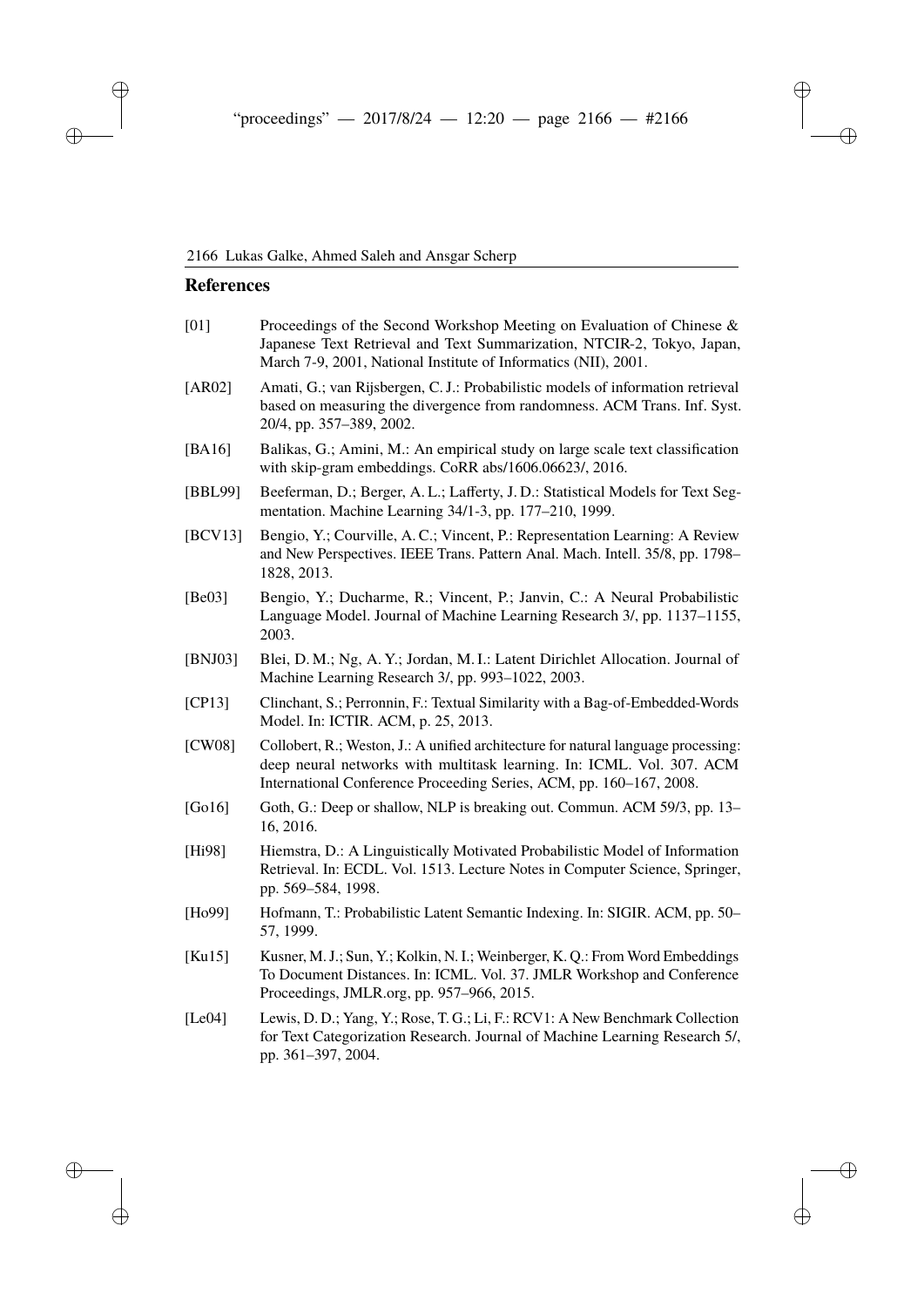## References

[01] Proceedings of the Second Workshop Meeting on Evaluation of Chinese & Japanese Text Retrieval and Text Summarization, NTCIR-2, Tokyo, Japan, March 7-9, 2001, National Institute of Informatics (NII), 2001.

[AR02] Amati, G.; van Rijsbergen, C. J.: Probabilistic models of information retrieval based on measuring the divergence from randomness. ACM Trans. Inf. Syst. 20/4, pp. 357–389, 2002.

[BA16] Balikas, G.; Amini, M.: An empirical study on large scale text classification with skip-gram embeddings. CoRR abs/1606.06623/, 2016.

[BBL99] Beeferman, D.; Berger, A. L.; Lafferty, J. D.: Statistical Models for Text Segmentation. Machine Learning 34/1-3, pp. 177–210, 1999.

[BCV13] Bengio, Y.; Courville, A. C.; Vincent, P.: Representation Learning: A Review and New Perspectives. IEEE Trans. Pattern Anal. Mach. Intell. 35/8, pp. 1798–1828, 2013.

[Be03] Bengio, Y.; Ducharme, R.; Vincent, P.; Janvin, C.: A Neural Probabilistic Language Model. Journal of Machine Learning Research 3/, pp. 1137–1155, 2003.

[BNJ03] Blei, D. M.; Ng, A. Y.; Jordan, M. I.: Latent Dirichlet Allocation. Journal of Machine Learning Research 3/, pp. 993–1022, 2003.

[CP13] Clinchant, S.; Perronnin, F.: Textual Similarity with a Bag-of-Embedded-Words Model. In: ICTIR. ACM, p. 25, 2013.

[CW08] Collobert, R.; Weston, J.: A unified architecture for natural language processing: deep neural networks with multitask learning. In: ICML. Vol. 307. ACM International Conference Proceeding Series, ACM, pp. 160–167, 2008.

[Go16] Goth, G.: Deep or shallow, NLP is breaking out. Commun. ACM 59/3, pp. 13–16, 2016.

[Hi98] Hiemstra, D.: A Linguistically Motivated Probabilistic Model of Information Retrieval. In: ECDL. Vol. 1513. Lecture Notes in Computer Science, Springer, pp. 569–584, 1998.

[Ho99] Hofmann, T.: Probabilistic Latent Semantic Indexing. In: SIGIR. ACM, pp. 50–57, 1999.

[Ku15] Kusner, M. J.; Sun, Y.; Kolkin, N. I.; Weinberger, K. Q.: From Word Embeddings To Document Distances. In: ICML. Vol. 37. JMLR Workshop and Conference Proceedings, JMLR.org, pp. 957–966, 2015.

[Le04] Lewis, D. D.; Yang, Y.; Rose, T. G.; Li, F.: RCV1: A New Benchmark Collection for Text Categorization Research. Journal of Machine Learning Research 5/, pp. 361–397, 2004.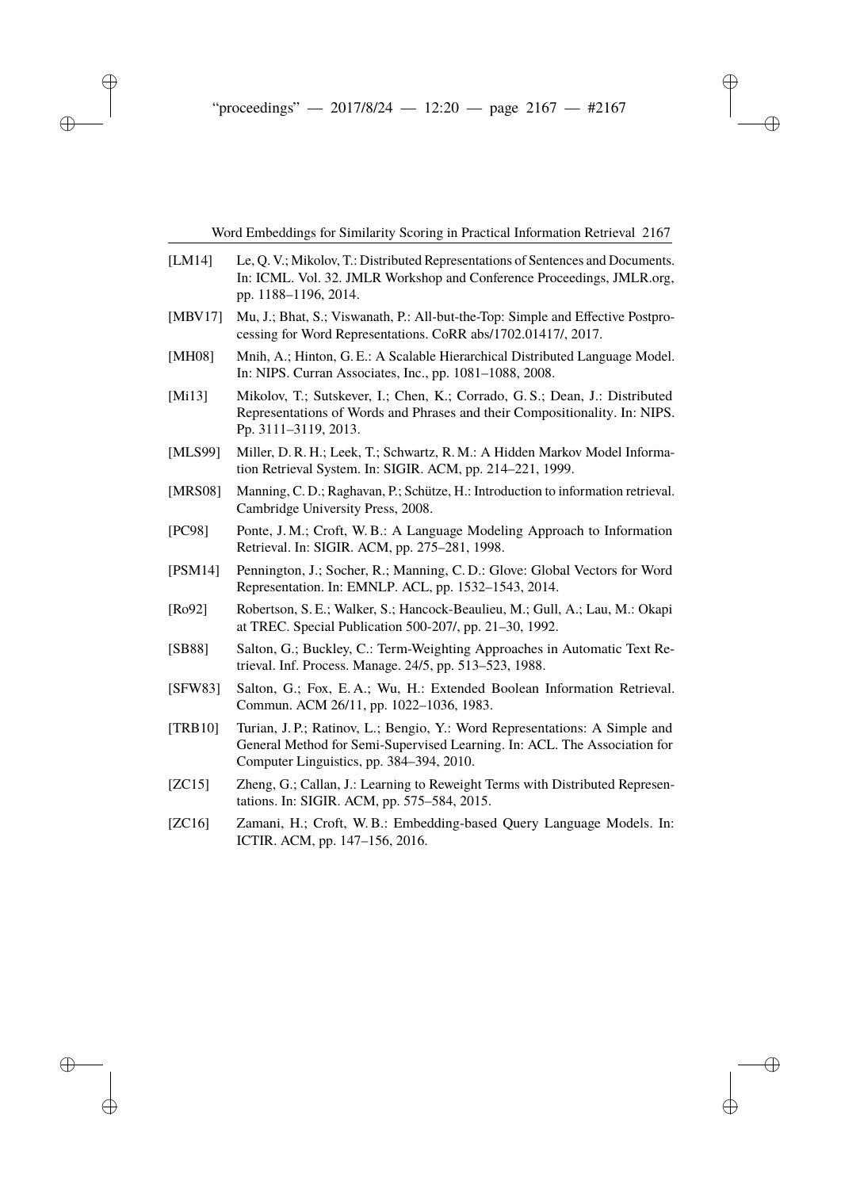[LM14] Le, Q. V.; Mikolov, T.: Distributed Representations of Sentences and Documents. In: ICML. Vol. 32. JMLR Workshop and Conference Proceedings, JMLR.org, pp. 1188–1196, 2014.

[MBV17] Mu, J.; Bhat, S.; Viswanath, P.: All-but-the-Top: Simple and Effective Postprocessing for Word Representations. CoRR abs/1702.01417/, 2017.

[MH08] Mnih, A.; Hinton, G. E.: A Scalable Hierarchical Distributed Language Model. In: NIPS. Curran Associates, Inc., pp. 1081–1088, 2008.

[Mi13] Mikolov, T.; Sutskever, I.; Chen, K.; Corrado, G. S.; Dean, J.: Distributed Representations of Words and Phrases and their Compositionality. In: NIPS. Pp. 3111–3119, 2013.

[MLS99] Miller, D. R. H.; Leek, T.; Schwartz, R. M.: A Hidden Markov Model Information Retrieval System. In: SIGIR. ACM, pp. 214–221, 1999.

[MRS08] Manning, C. D.; Raghavan, P.; Schütze, H.: Introduction to information retrieval. Cambridge University Press, 2008.

[PC98] Ponte, J. M.; Croft, W. B.: A Language Modeling Approach to Information Retrieval. In: SIGIR. ACM, pp. 275–281, 1998.

[PSM14] Pennington, J.; Socher, R.; Manning, C. D.: Glove: Global Vectors for Word Representation. In: EMNLP. ACL, pp. 1532–1543, 2014.

[Ro92] Robertson, S. E.; Walker, S.; Hancock-Beaulieu, M.; Gull, A.; Lau, M.: Okapi at TREC. Special Publication 500-207/, pp. 21–30, 1992.

[SB88] Salton, G.; Buckley, C.: Term-Weighting Approaches in Automatic Text Retrieval. Inf. Process. Manage. 24/5, pp. 513–523, 1988.

[SFW83] Salton, G.; Fox, E. A.; Wu, H.: Extended Boolean Information Retrieval. Commun. ACM 26/11, pp. 1022–1036, 1983.

[TRB10] Turian, J. P.; Ratinov, L.; Bengio, Y.: Word Representations: A Simple and General Method for Semi-Supervised Learning. In: ACL. The Association for Computer Linguistics, pp. 384–394, 2010.

[ZC15] Zheng, G.; Callan, J.: Learning to Reweight Terms with Distributed Representations. In: SIGIR. ACM, pp. 575–584, 2015.

[ZC16] Zamani, H.; Croft, W. B.: Embedding-based Query Language Models. In: ICTIR. ACM, pp. 147–156, 2016.